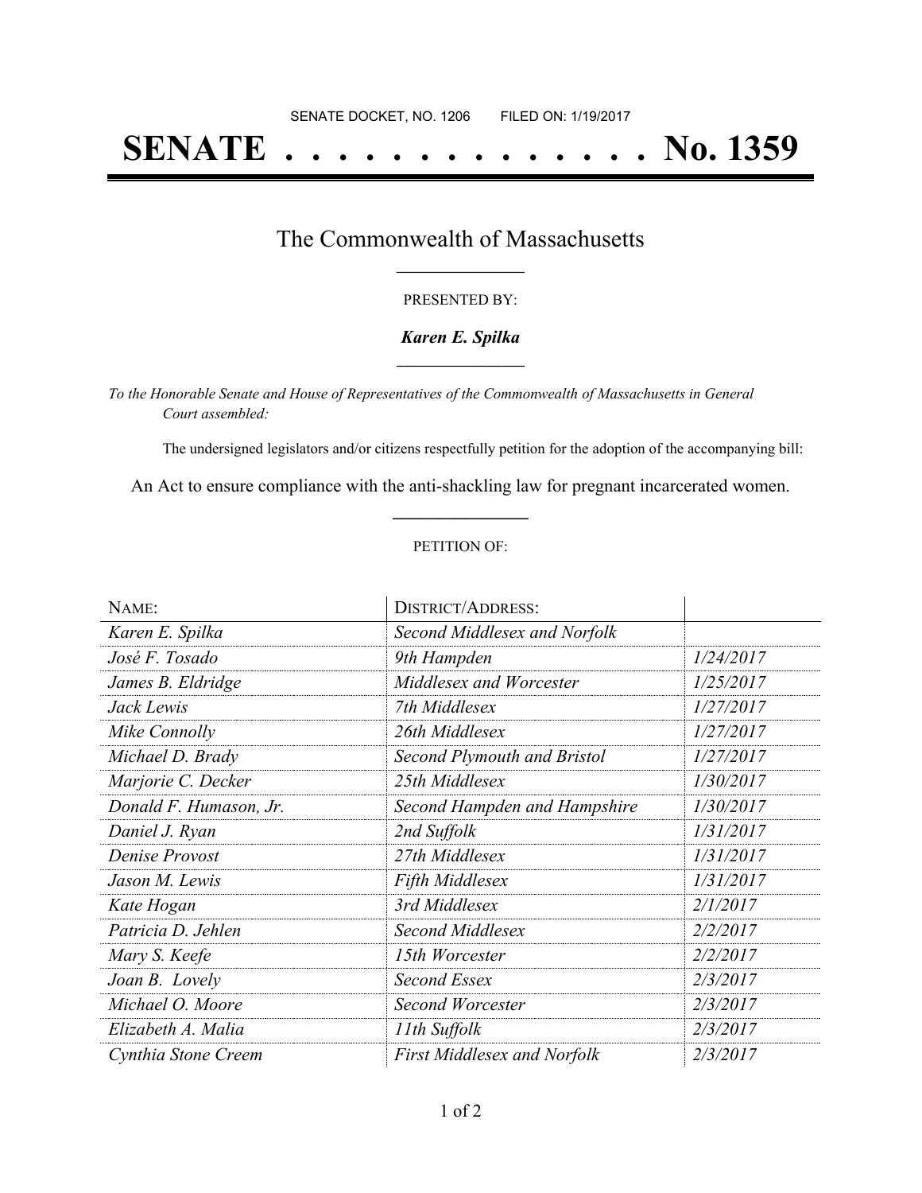SENATE DOCKET, NO. 1206        FILED ON: 1/19/2017

# SENATE . . . . . . . . . . . . . . No. 1359

## The Commonwealth of Massachusetts

PRESENTED BY:

***Karen E. Spilka***

*To the Honorable Senate and House of Representatives of the Commonwealth of Massachusetts in General Court assembled:*

The undersigned legislators and/or citizens respectfully petition for the adoption of the accompanying bill:

An Act to ensure compliance with the anti-shackling law for pregnant incarcerated women.

PETITION OF:

| NAME: | DISTRICT/ADDRESS: | |
|---|---|---|
| *Karen E. Spilka* | *Second Middlesex and Norfolk* | |
| *José F. Tosado* | *9th Hampden* | *1/24/2017* |
| *James B. Eldridge* | *Middlesex and Worcester* | *1/25/2017* |
| *Jack Lewis* | *7th Middlesex* | *1/27/2017* |
| *Mike Connolly* | *26th Middlesex* | *1/27/2017* |
| *Michael D. Brady* | *Second Plymouth and Bristol* | *1/27/2017* |
| *Marjorie C. Decker* | *25th Middlesex* | *1/30/2017* |
| *Donald F. Humason, Jr.* | *Second Hampden and Hampshire* | *1/30/2017* |
| *Daniel J. Ryan* | *2nd Suffolk* | *1/31/2017* |
| *Denise Provost* | *27th Middlesex* | *1/31/2017* |
| *Jason M. Lewis* | *Fifth Middlesex* | *1/31/2017* |
| *Kate Hogan* | *3rd Middlesex* | *2/1/2017* |
| *Patricia D. Jehlen* | *Second Middlesex* | *2/2/2017* |
| *Mary S. Keefe* | *15th Worcester* | *2/2/2017* |
| *Joan B. Lovely* | *Second Essex* | *2/3/2017* |
| *Michael O. Moore* | *Second Worcester* | *2/3/2017* |
| *Elizabeth A. Malia* | *11th Suffolk* | *2/3/2017* |
| *Cynthia Stone Creem* | *First Middlesex and Norfolk* | *2/3/2017* |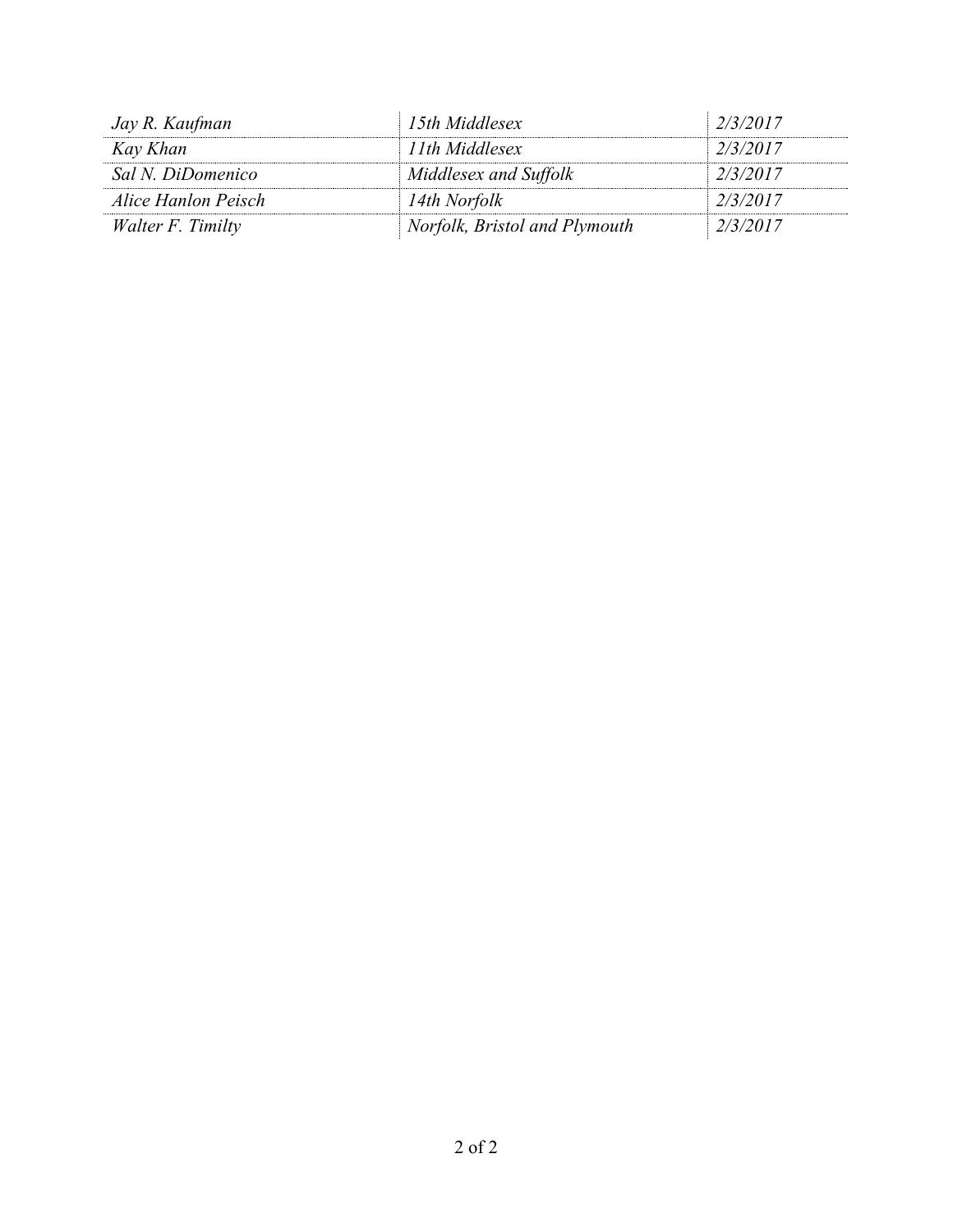| | | |
|---|---|---|
| *Jay R. Kaufman* | *15th Middlesex* | *2/3/2017* |
| *Kay Khan* | *11th Middlesex* | *2/3/2017* |
| *Sal N. DiDomenico* | *Middlesex and Suffolk* | *2/3/2017* |
| *Alice Hanlon Peisch* | *14th Norfolk* | *2/3/2017* |
| *Walter F. Timilty* | *Norfolk, Bristol and Plymouth* | *2/3/2017* |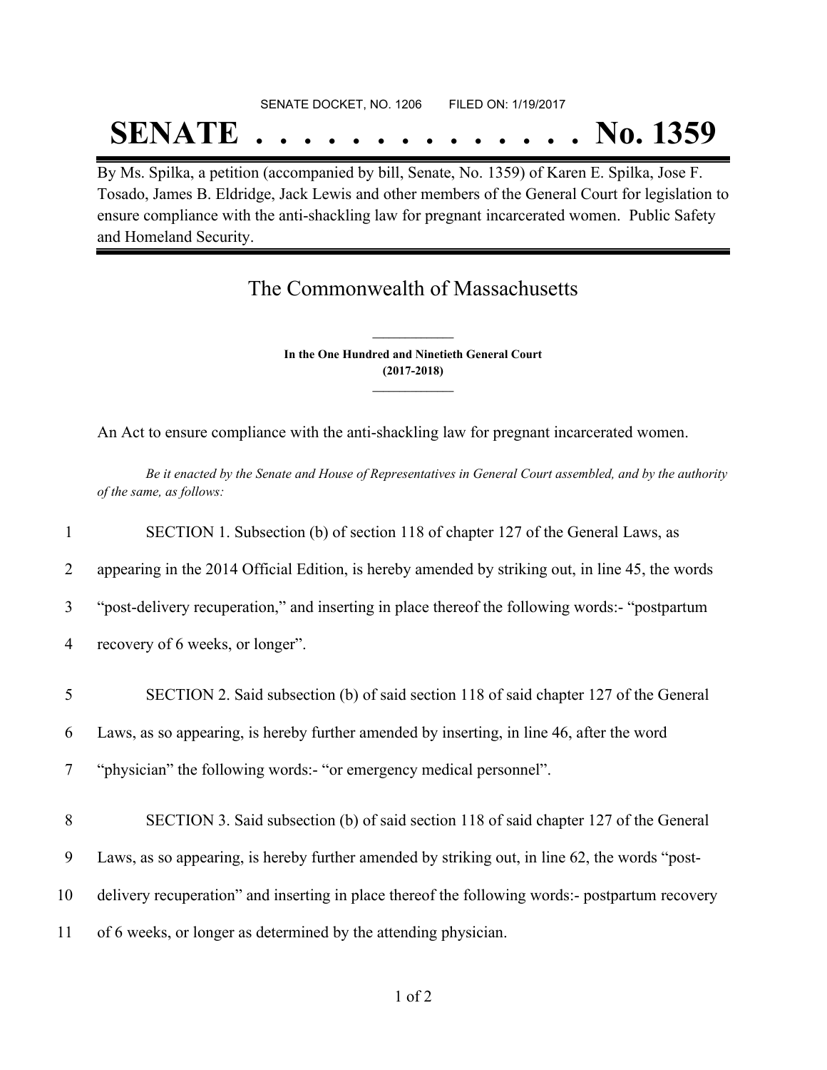SENATE DOCKET, NO. 1206        FILED ON: 1/19/2017

# SENATE . . . . . . . . . . . . . . No. 1359

By Ms. Spilka, a petition (accompanied by bill, Senate, No. 1359) of Karen E. Spilka, Jose F. Tosado, James B. Eldridge, Jack Lewis and other members of the General Court for legislation to ensure compliance with the anti-shackling law for pregnant incarcerated women. Public Safety and Homeland Security.

## The Commonwealth of Massachusetts

**In the One Hundred and Ninetieth General Court**
**(2017-2018)**

An Act to ensure compliance with the anti-shackling law for pregnant incarcerated women.

*Be it enacted by the Senate and House of Representatives in General Court assembled, and by the authority of the same, as follows:*

1 SECTION 1. Subsection (b) of section 118 of chapter 127 of the General Laws, as
2 appearing in the 2014 Official Edition, is hereby amended by striking out, in line 45, the words
3 "post-delivery recuperation," and inserting in place thereof the following words:- "postpartum
4 recovery of 6 weeks, or longer".

5 SECTION 2. Said subsection (b) of said section 118 of said chapter 127 of the General
6 Laws, as so appearing, is hereby further amended by inserting, in line 46, after the word
7 "physician" the following words:- "or emergency medical personnel".

8 SECTION 3. Said subsection (b) of said section 118 of said chapter 127 of the General
9 Laws, as so appearing, is hereby further amended by striking out, in line 62, the words "post-
10 delivery recuperation" and inserting in place thereof the following words:- postpartum recovery
11 of 6 weeks, or longer as determined by the attending physician.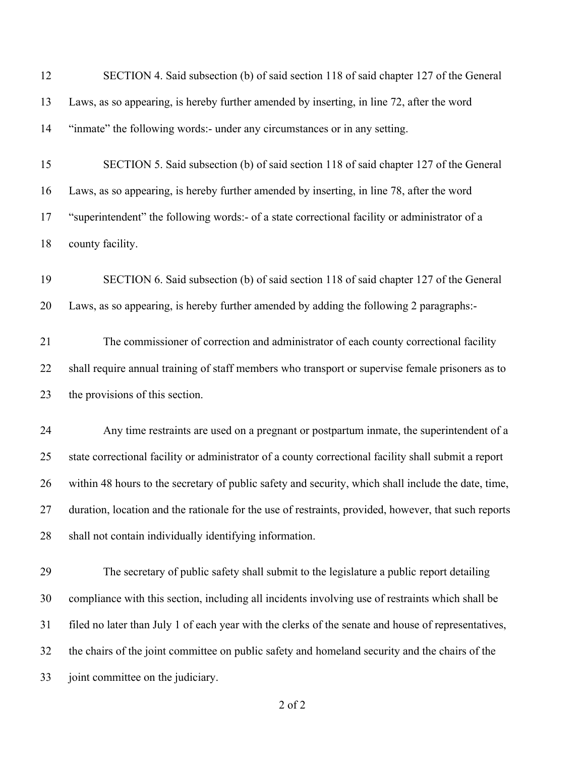SECTION 4. Said subsection (b) of said section 118 of said chapter 127 of the General Laws, as so appearing, is hereby further amended by inserting, in line 72, after the word "inmate" the following words:- under any circumstances or in any setting.

SECTION 5. Said subsection (b) of said section 118 of said chapter 127 of the General Laws, as so appearing, is hereby further amended by inserting, in line 78, after the word "superintendent" the following words:- of a state correctional facility or administrator of a county facility.

SECTION 6. Said subsection (b) of said section 118 of said chapter 127 of the General Laws, as so appearing, is hereby further amended by adding the following 2 paragraphs:-

The commissioner of correction and administrator of each county correctional facility shall require annual training of staff members who transport or supervise female prisoners as to the provisions of this section.

Any time restraints are used on a pregnant or postpartum inmate, the superintendent of a state correctional facility or administrator of a county correctional facility shall submit a report within 48 hours to the secretary of public safety and security, which shall include the date, time, duration, location and the rationale for the use of restraints, provided, however, that such reports shall not contain individually identifying information.

The secretary of public safety shall submit to the legislature a public report detailing compliance with this section, including all incidents involving use of restraints which shall be filed no later than July 1 of each year with the clerks of the senate and house of representatives, the chairs of the joint committee on public safety and homeland security and the chairs of the joint committee on the judiciary.